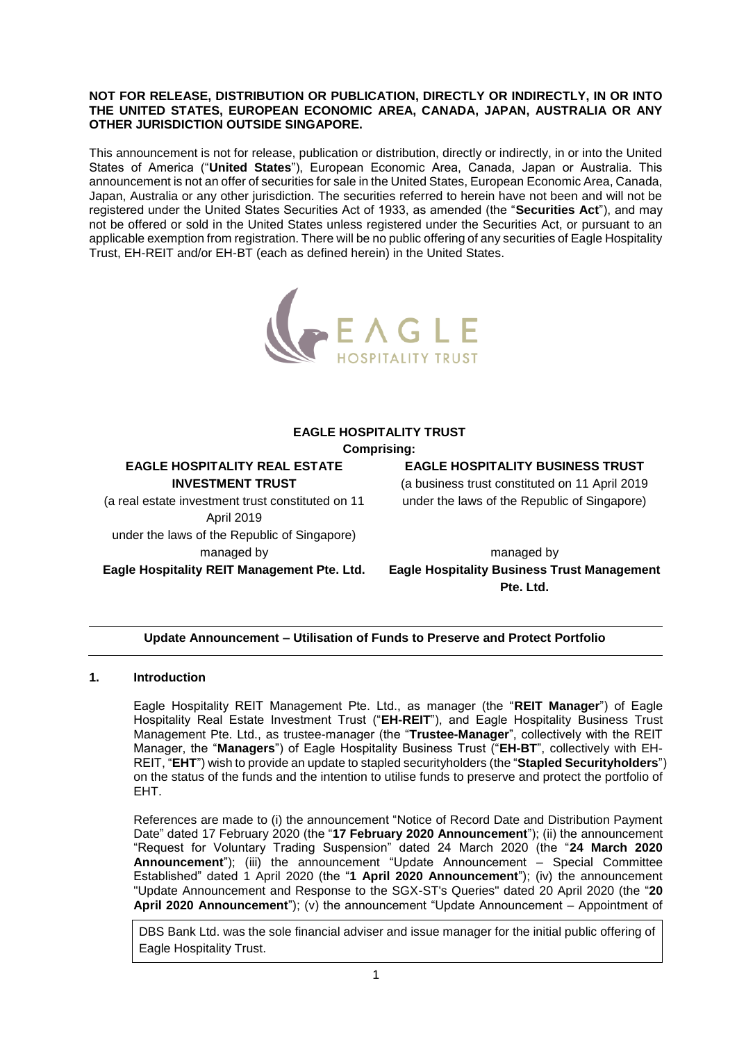**NOT FOR RELEASE, DISTRIBUTION OR PUBLICATION, DIRECTLY OR INDIRECTLY, IN OR INTO THE UNITED STATES, EUROPEAN ECONOMIC AREA, CANADA, JAPAN, AUSTRALIA OR ANY OTHER JURISDICTION OUTSIDE SINGAPORE.**

This announcement is not for release, publication or distribution, directly or indirectly, in or into the United States of America ("**United States**"), European Economic Area, Canada, Japan or Australia. This announcement is not an offer of securities for sale in the United States, European Economic Area, Canada, Japan, Australia or any other jurisdiction. The securities referred to herein have not been and will not be registered under the United States Securities Act of 1933, as amended (the "**Securities Act**"), and may not be offered or sold in the United States unless registered under the Securities Act, or pursuant to an applicable exemption from registration. There will be no public offering of any securities of Eagle Hospitality Trust, EH-REIT and/or EH-BT (each as defined herein) in the United States.

**EAGLE HOSPITALITY TRUST**

**Comprising:**

| **EAGLE HOSPITALITY REAL ESTATE INVESTMENT TRUST** | **EAGLE HOSPITALITY BUSINESS TRUST** |
|---|---|
| (a real estate investment trust constituted on 11 April 2019 under the laws of the Republic of Singapore) | (a business trust constituted on 11 April 2019 under the laws of the Republic of Singapore) |
| managed by | managed by |
| **Eagle Hospitality REIT Management Pte. Ltd.** | **Eagle Hospitality Business Trust Management Pte. Ltd.** |

**Update Announcement – Utilisation of Funds to Preserve and Protect Portfolio**

## 1. Introduction

Eagle Hospitality REIT Management Pte. Ltd., as manager (the "**REIT Manager**") of Eagle Hospitality Real Estate Investment Trust ("**EH-REIT**"), and Eagle Hospitality Business Trust Management Pte. Ltd., as trustee-manager (the "**Trustee-Manager**", collectively with the REIT Manager, the "**Managers**") of Eagle Hospitality Business Trust ("**EH-BT**", collectively with EH-REIT, "**EHT**") wish to provide an update to stapled securityholders (the "**Stapled Securityholders**") on the status of the funds and the intention to utilise funds to preserve and protect the portfolio of EHT.

References are made to (i) the announcement "Notice of Record Date and Distribution Payment Date" dated 17 February 2020 (the "**17 February 2020 Announcement**"); (ii) the announcement "Request for Voluntary Trading Suspension" dated 24 March 2020 (the "**24 March 2020 Announcement**"); (iii) the announcement "Update Announcement – Special Committee Established" dated 1 April 2020 (the "**1 April 2020 Announcement**"); (iv) the announcement "Update Announcement and Response to the SGX-ST's Queries" dated 20 April 2020 (the "**20 April 2020 Announcement**"); (v) the announcement "Update Announcement – Appointment of

DBS Bank Ltd. was the sole financial adviser and issue manager for the initial public offering of Eagle Hospitality Trust.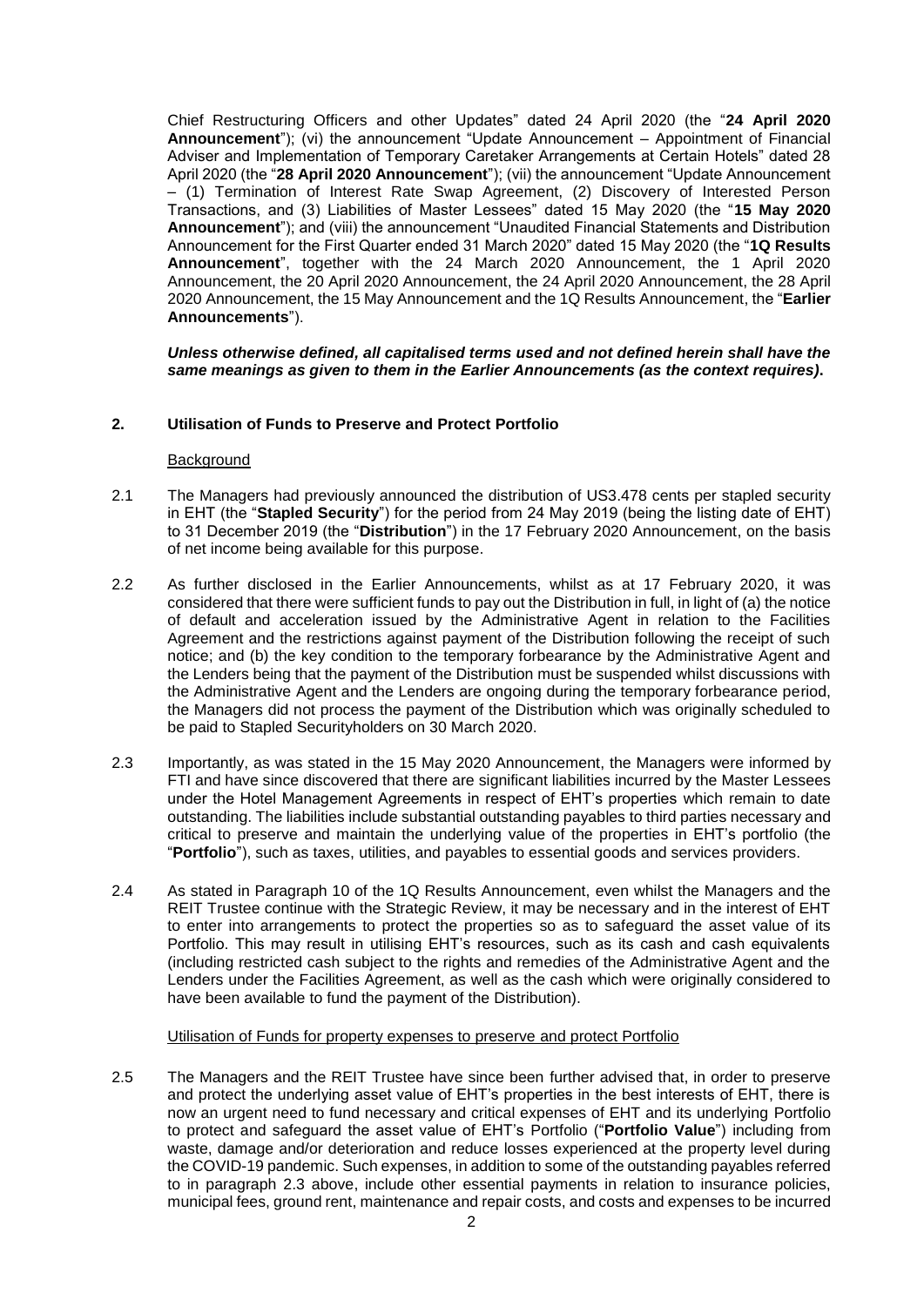Chief Restructuring Officers and other Updates" dated 24 April 2020 (the "**24 April 2020 Announcement**"); (vi) the announcement "Update Announcement – Appointment of Financial Adviser and Implementation of Temporary Caretaker Arrangements at Certain Hotels" dated 28 April 2020 (the "**28 April 2020 Announcement**"); (vii) the announcement "Update Announcement – (1) Termination of Interest Rate Swap Agreement, (2) Discovery of Interested Person Transactions, and (3) Liabilities of Master Lessees" dated 15 May 2020 (the "**15 May 2020 Announcement**"); and (viii) the announcement "Unaudited Financial Statements and Distribution Announcement for the First Quarter ended 31 March 2020" dated 15 May 2020 (the "**1Q Results Announcement**", together with the 24 March 2020 Announcement, the 1 April 2020 Announcement, the 20 April 2020 Announcement, the 24 April 2020 Announcement, the 28 April 2020 Announcement, the 15 May Announcement and the 1Q Results Announcement, the "**Earlier Announcements**").

***Unless otherwise defined, all capitalised terms used and not defined herein shall have the same meanings as given to them in the Earlier Announcements (as the context requires).***

## 2. Utilisation of Funds to Preserve and Protect Portfolio

Background

2.1 The Managers had previously announced the distribution of US3.478 cents per stapled security in EHT (the "**Stapled Security**") for the period from 24 May 2019 (being the listing date of EHT) to 31 December 2019 (the "**Distribution**") in the 17 February 2020 Announcement, on the basis of net income being available for this purpose.

2.2 As further disclosed in the Earlier Announcements, whilst as at 17 February 2020, it was considered that there were sufficient funds to pay out the Distribution in full, in light of (a) the notice of default and acceleration issued by the Administrative Agent in relation to the Facilities Agreement and the restrictions against payment of the Distribution following the receipt of such notice; and (b) the key condition to the temporary forbearance by the Administrative Agent and the Lenders being that the payment of the Distribution must be suspended whilst discussions with the Administrative Agent and the Lenders are ongoing during the temporary forbearance period, the Managers did not process the payment of the Distribution which was originally scheduled to be paid to Stapled Securityholders on 30 March 2020.

2.3 Importantly, as was stated in the 15 May 2020 Announcement, the Managers were informed by FTI and have since discovered that there are significant liabilities incurred by the Master Lessees under the Hotel Management Agreements in respect of EHT's properties which remain to date outstanding. The liabilities include substantial outstanding payables to third parties necessary and critical to preserve and maintain the underlying value of the properties in EHT's portfolio (the "**Portfolio**"), such as taxes, utilities, and payables to essential goods and services providers.

2.4 As stated in Paragraph 10 of the 1Q Results Announcement, even whilst the Managers and the REIT Trustee continue with the Strategic Review, it may be necessary and in the interest of EHT to enter into arrangements to protect the properties so as to safeguard the asset value of its Portfolio. This may result in utilising EHT's resources, such as its cash and cash equivalents (including restricted cash subject to the rights and remedies of the Administrative Agent and the Lenders under the Facilities Agreement, as well as the cash which were originally considered to have been available to fund the payment of the Distribution).

Utilisation of Funds for property expenses to preserve and protect Portfolio

2.5 The Managers and the REIT Trustee have since been further advised that, in order to preserve and protect the underlying asset value of EHT's properties in the best interests of EHT, there is now an urgent need to fund necessary and critical expenses of EHT and its underlying Portfolio to protect and safeguard the asset value of EHT's Portfolio ("**Portfolio Value**") including from waste, damage and/or deterioration and reduce losses experienced at the property level during the COVID-19 pandemic. Such expenses, in addition to some of the outstanding payables referred to in paragraph 2.3 above, include other essential payments in relation to insurance policies, municipal fees, ground rent, maintenance and repair costs, and costs and expenses to be incurred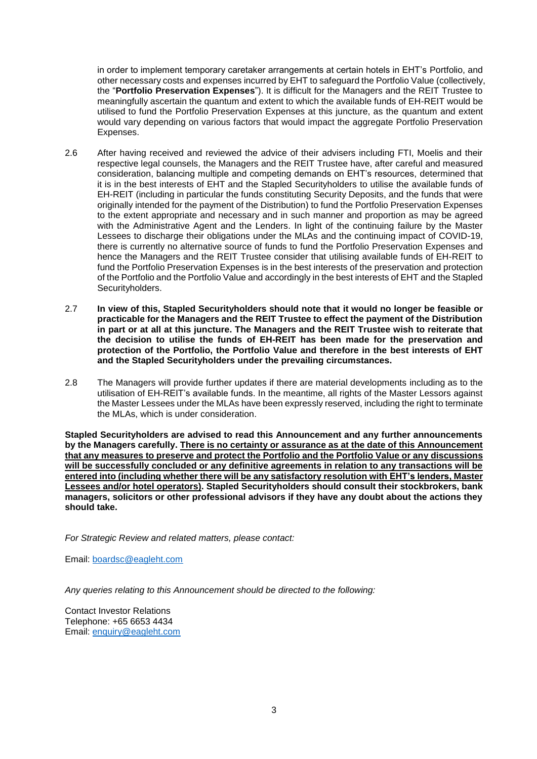in order to implement temporary caretaker arrangements at certain hotels in EHT's Portfolio, and other necessary costs and expenses incurred by EHT to safeguard the Portfolio Value (collectively, the "**Portfolio Preservation Expenses**"). It is difficult for the Managers and the REIT Trustee to meaningfully ascertain the quantum and extent to which the available funds of EH-REIT would be utilised to fund the Portfolio Preservation Expenses at this juncture, as the quantum and extent would vary depending on various factors that would impact the aggregate Portfolio Preservation Expenses.

2.6 After having received and reviewed the advice of their advisers including FTI, Moelis and their respective legal counsels, the Managers and the REIT Trustee have, after careful and measured consideration, balancing multiple and competing demands on EHT's resources, determined that it is in the best interests of EHT and the Stapled Securityholders to utilise the available funds of EH-REIT (including in particular the funds constituting Security Deposits, and the funds that were originally intended for the payment of the Distribution) to fund the Portfolio Preservation Expenses to the extent appropriate and necessary and in such manner and proportion as may be agreed with the Administrative Agent and the Lenders. In light of the continuing failure by the Master Lessees to discharge their obligations under the MLAs and the continuing impact of COVID-19, there is currently no alternative source of funds to fund the Portfolio Preservation Expenses and hence the Managers and the REIT Trustee consider that utilising available funds of EH-REIT to fund the Portfolio Preservation Expenses is in the best interests of the preservation and protection of the Portfolio and the Portfolio Value and accordingly in the best interests of EHT and the Stapled Securityholders.

2.7 **In view of this, Stapled Securityholders should note that it would no longer be feasible or practicable for the Managers and the REIT Trustee to effect the payment of the Distribution in part or at all at this juncture. The Managers and the REIT Trustee wish to reiterate that the decision to utilise the funds of EH-REIT has been made for the preservation and protection of the Portfolio, the Portfolio Value and therefore in the best interests of EHT and the Stapled Securityholders under the prevailing circumstances.**

2.8 The Managers will provide further updates if there are material developments including as to the utilisation of EH-REIT's available funds. In the meantime, all rights of the Master Lessors against the Master Lessees under the MLAs have been expressly reserved, including the right to terminate the MLAs, which is under consideration.

**Stapled Securityholders are advised to read this Announcement and any further announcements by the Managers carefully. <u>There is no certainty or assurance as at the date of this Announcement that any measures to preserve and protect the Portfolio and the Portfolio Value or any discussions will be successfully concluded or any definitive agreements in relation to any transactions will be entered into (including whether there will be any satisfactory resolution with EHT's lenders, Master Lessees and/or hotel operators)</u>. Stapled Securityholders should consult their stockbrokers, bank managers, solicitors or other professional advisors if they have any doubt about the actions they should take.**

*For Strategic Review and related matters, please contact:*

Email: boardsc@eagleht.com

*Any queries relating to this Announcement should be directed to the following:*

Contact Investor Relations
Telephone: +65 6653 4434
Email: enquiry@eagleht.com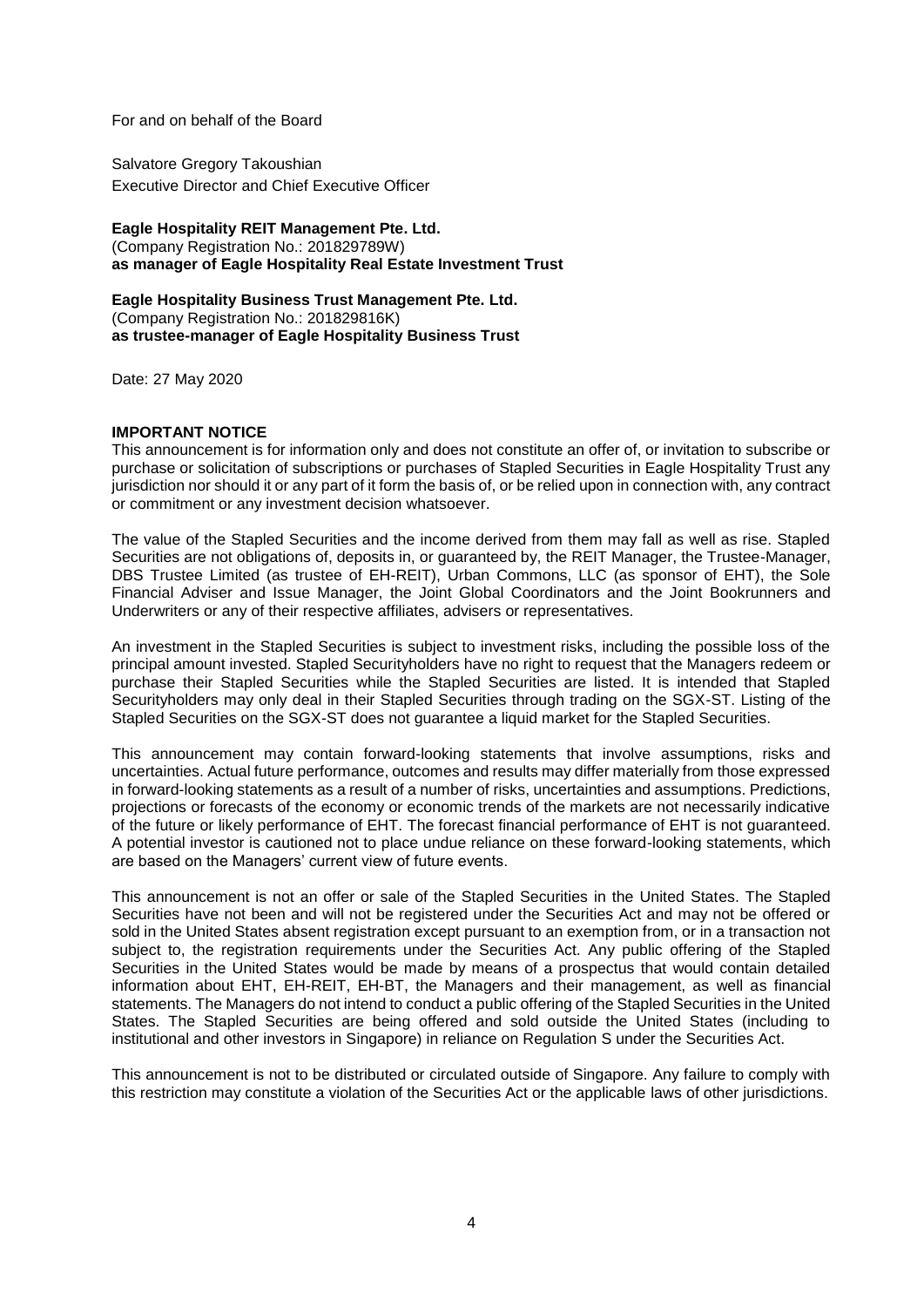For and on behalf of the Board

Salvatore Gregory Takoushian
Executive Director and Chief Executive Officer

**Eagle Hospitality REIT Management Pte. Ltd.**
(Company Registration No.: 201829789W)
**as manager of Eagle Hospitality Real Estate Investment Trust**

**Eagle Hospitality Business Trust Management Pte. Ltd.**
(Company Registration No.: 201829816K)
**as trustee-manager of Eagle Hospitality Business Trust**

Date: 27 May 2020

**IMPORTANT NOTICE**

This announcement is for information only and does not constitute an offer of, or invitation to subscribe or purchase or solicitation of subscriptions or purchases of Stapled Securities in Eagle Hospitality Trust any jurisdiction nor should it or any part of it form the basis of, or be relied upon in connection with, any contract or commitment or any investment decision whatsoever.

The value of the Stapled Securities and the income derived from them may fall as well as rise. Stapled Securities are not obligations of, deposits in, or guaranteed by, the REIT Manager, the Trustee-Manager, DBS Trustee Limited (as trustee of EH-REIT), Urban Commons, LLC (as sponsor of EHT), the Sole Financial Adviser and Issue Manager, the Joint Global Coordinators and the Joint Bookrunners and Underwriters or any of their respective affiliates, advisers or representatives.

An investment in the Stapled Securities is subject to investment risks, including the possible loss of the principal amount invested. Stapled Securityholders have no right to request that the Managers redeem or purchase their Stapled Securities while the Stapled Securities are listed. It is intended that Stapled Securityholders may only deal in their Stapled Securities through trading on the SGX-ST. Listing of the Stapled Securities on the SGX-ST does not guarantee a liquid market for the Stapled Securities.

This announcement may contain forward-looking statements that involve assumptions, risks and uncertainties. Actual future performance, outcomes and results may differ materially from those expressed in forward-looking statements as a result of a number of risks, uncertainties and assumptions. Predictions, projections or forecasts of the economy or economic trends of the markets are not necessarily indicative of the future or likely performance of EHT. The forecast financial performance of EHT is not guaranteed. A potential investor is cautioned not to place undue reliance on these forward-looking statements, which are based on the Managers' current view of future events.

This announcement is not an offer or sale of the Stapled Securities in the United States. The Stapled Securities have not been and will not be registered under the Securities Act and may not be offered or sold in the United States absent registration except pursuant to an exemption from, or in a transaction not subject to, the registration requirements under the Securities Act. Any public offering of the Stapled Securities in the United States would be made by means of a prospectus that would contain detailed information about EHT, EH-REIT, EH-BT, the Managers and their management, as well as financial statements. The Managers do not intend to conduct a public offering of the Stapled Securities in the United States. The Stapled Securities are being offered and sold outside the United States (including to institutional and other investors in Singapore) in reliance on Regulation S under the Securities Act.

This announcement is not to be distributed or circulated outside of Singapore. Any failure to comply with this restriction may constitute a violation of the Securities Act or the applicable laws of other jurisdictions.